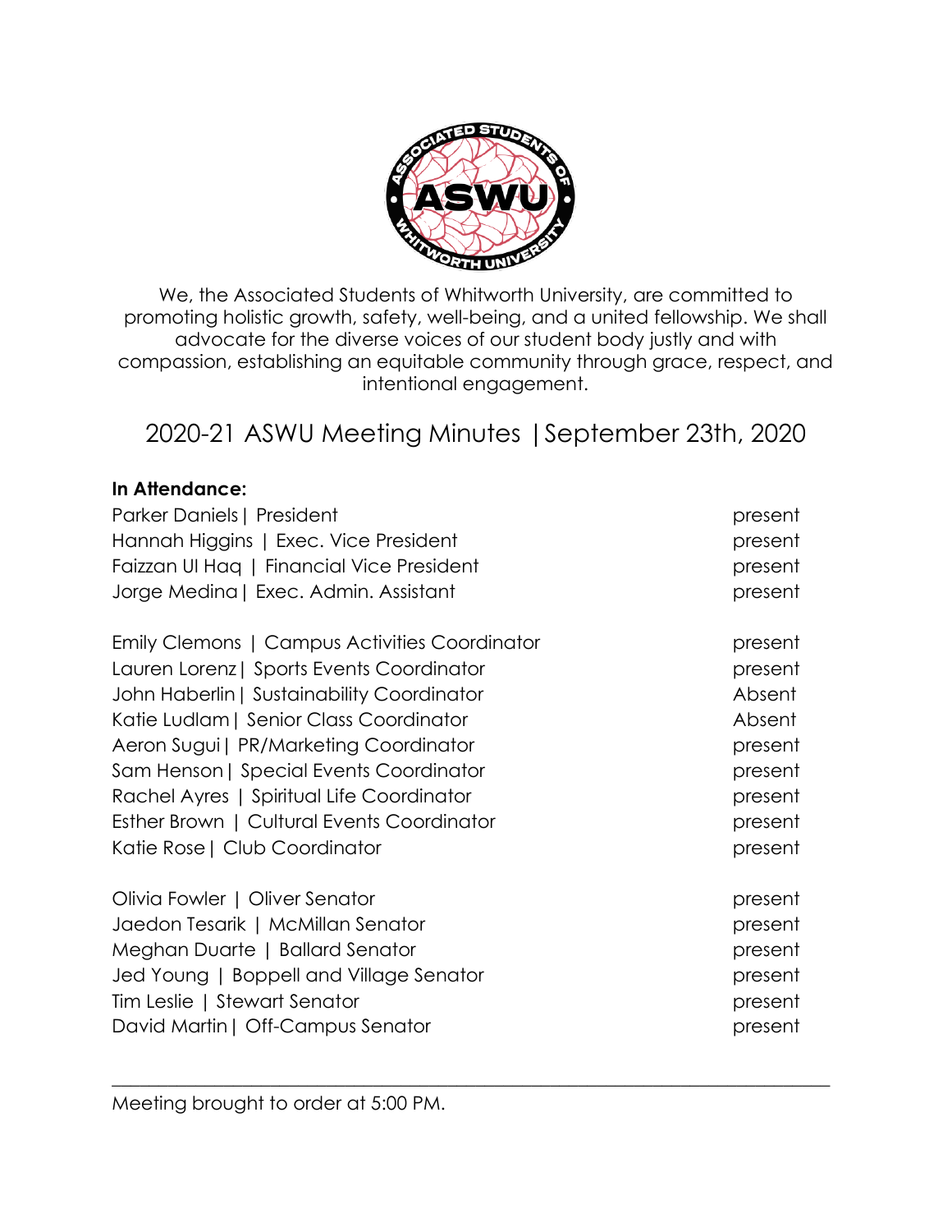We, the Associated Students of Whitworth University, are committed to promoting holistic growth, safety, well-being, and a united fellowship. We shall advocate for the diverse voices of our student body justly and with compassion, establishing an equitable community through grace, respect, and intentional engagement.

# 2020-21 ASWU Meeting Minutes | September 23th, 2020

**In Attendance:**

| | |
|---|---|
| Parker Daniels \| President | present |
| Hannah Higgins \| Exec. Vice President | present |
| Faizzan Ul Haq \| Financial Vice President | present |
| Jorge Medina \| Exec. Admin. Assistant | present |
| | |
| Emily Clemons \| Campus Activities Coordinator | present |
| Lauren Lorenz \| Sports Events Coordinator | present |
| John Haberlin \| Sustainability Coordinator | Absent |
| Katie Ludlam \| Senior Class Coordinator | Absent |
| Aeron Sugui \| PR/Marketing Coordinator | present |
| Sam Henson \| Special Events Coordinator | present |
| Rachel Ayres \| Spiritual Life Coordinator | present |
| Esther Brown \| Cultural Events Coordinator | present |
| Katie Rose \| Club Coordinator | present |
| | |
| Olivia Fowler \| Oliver Senator | present |
| Jaedon Tesarik \| McMillan Senator | present |
| Meghan Duarte \| Ballard Senator | present |
| Jed Young \| Boppell and Village Senator | present |
| Tim Leslie \| Stewart Senator | present |
| David Martin \| Off-Campus Senator | present |

---

Meeting brought to order at 5:00 PM.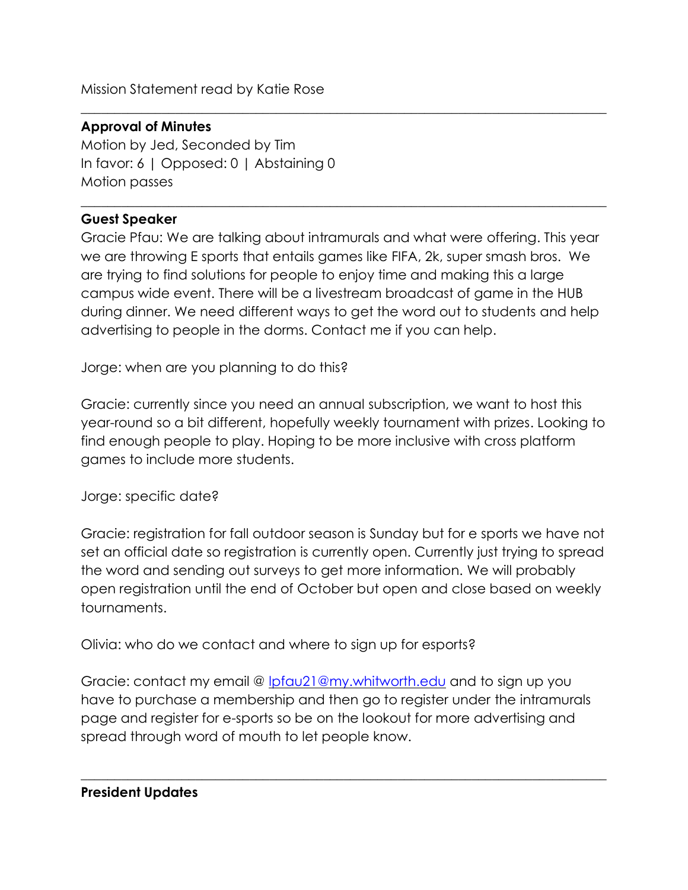Mission Statement read by Katie Rose

---

**Approval of Minutes**
Motion by Jed, Seconded by Tim
In favor: 6 | Opposed: 0 | Abstaining 0
Motion passes

---

**Guest Speaker**
Gracie Pfau: We are talking about intramurals and what were offering. This year we are throwing E sports that entails games like FIFA, 2k, super smash bros. We are trying to find solutions for people to enjoy time and making this a large campus wide event. There will be a livestream broadcast of game in the HUB during dinner. We need different ways to get the word out to students and help advertising to people in the dorms. Contact me if you can help.

Jorge: when are you planning to do this?

Gracie: currently since you need an annual subscription, we want to host this year-round so a bit different, hopefully weekly tournament with prizes. Looking to find enough people to play. Hoping to be more inclusive with cross platform games to include more students.

Jorge: specific date?

Gracie: registration for fall outdoor season is Sunday but for e sports we have not set an official date so registration is currently open. Currently just trying to spread the word and sending out surveys to get more information. We will probably open registration until the end of October but open and close based on weekly tournaments.

Olivia: who do we contact and where to sign up for esports?

Gracie: contact my email @ lpfau21@my.whitworth.edu and to sign up you have to purchase a membership and then go to register under the intramurals page and register for e-sports so be on the lookout for more advertising and spread through word of mouth to let people know.

---

**President Updates**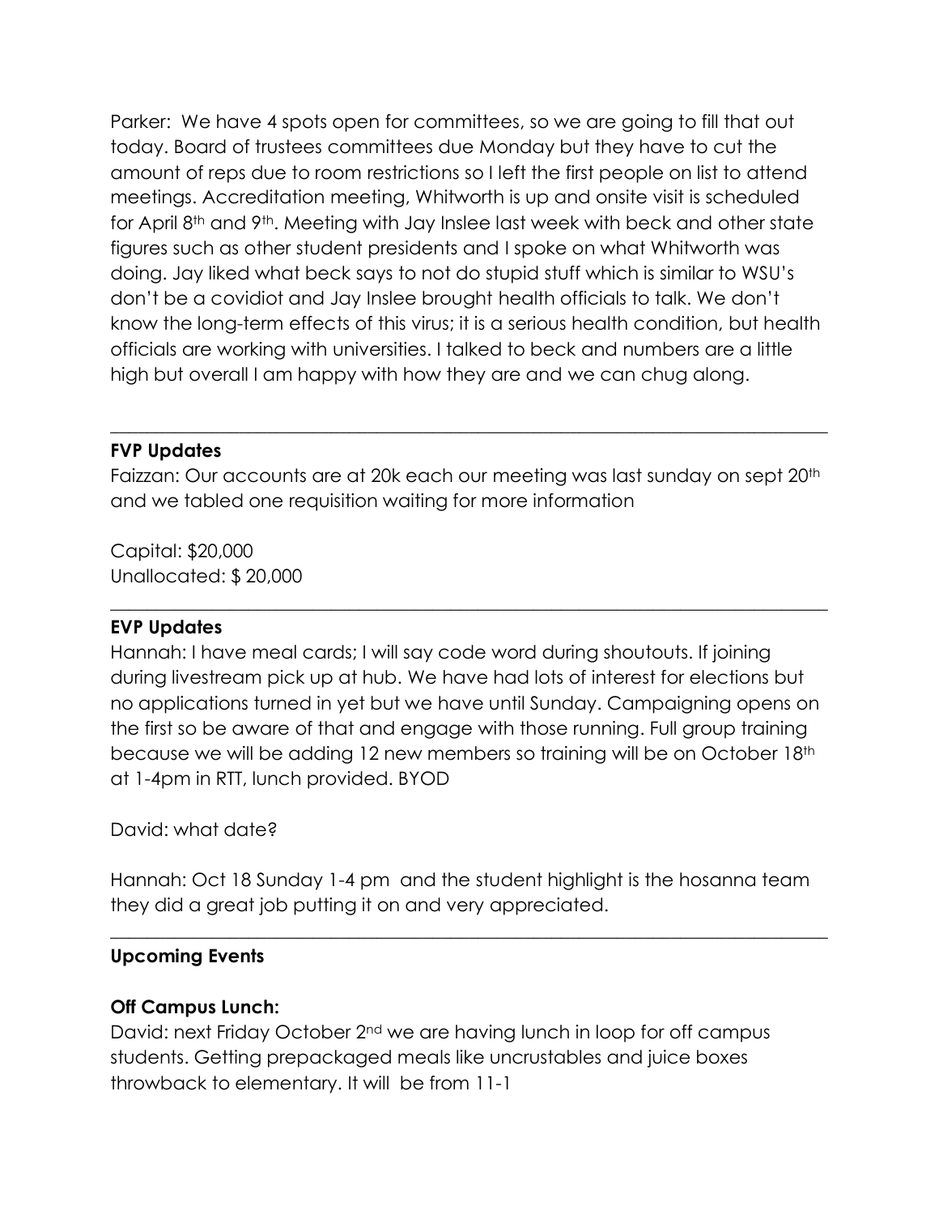Parker: We have 4 spots open for committees, so we are going to fill that out today. Board of trustees committees due Monday but they have to cut the amount of reps due to room restrictions so I left the first people on list to attend meetings. Accreditation meeting, Whitworth is up and onsite visit is scheduled for April 8th and 9th. Meeting with Jay Inslee last week with beck and other state figures such as other student presidents and I spoke on what Whitworth was doing. Jay liked what beck says to not do stupid stuff which is similar to WSU's don't be a covidiot and Jay Inslee brought health officials to talk. We don't know the long-term effects of this virus; it is a serious health condition, but health officials are working with universities. I talked to beck and numbers are a little high but overall I am happy with how they are and we can chug along.

---

**FVP Updates**

Faizzan: Our accounts are at 20k each our meeting was last sunday on sept 20th and we tabled one requisition waiting for more information

Capital: $20,000
Unallocated: $ 20,000

---

**EVP Updates**

Hannah: I have meal cards; I will say code word during shoutouts. If joining during livestream pick up at hub. We have had lots of interest for elections but no applications turned in yet but we have until Sunday. Campaigning opens on the first so be aware of that and engage with those running. Full group training because we will be adding 12 new members so training will be on October 18th at 1-4pm in RTT, lunch provided. BYOD

David: what date?

Hannah: Oct 18 Sunday 1-4 pm and the student highlight is the hosanna team they did a great job putting it on and very appreciated.

---

**Upcoming Events**

**Off Campus Lunch:**

David: next Friday October 2nd we are having lunch in loop for off campus students. Getting prepackaged meals like uncrustables and juice boxes throwback to elementary. It will be from 11-1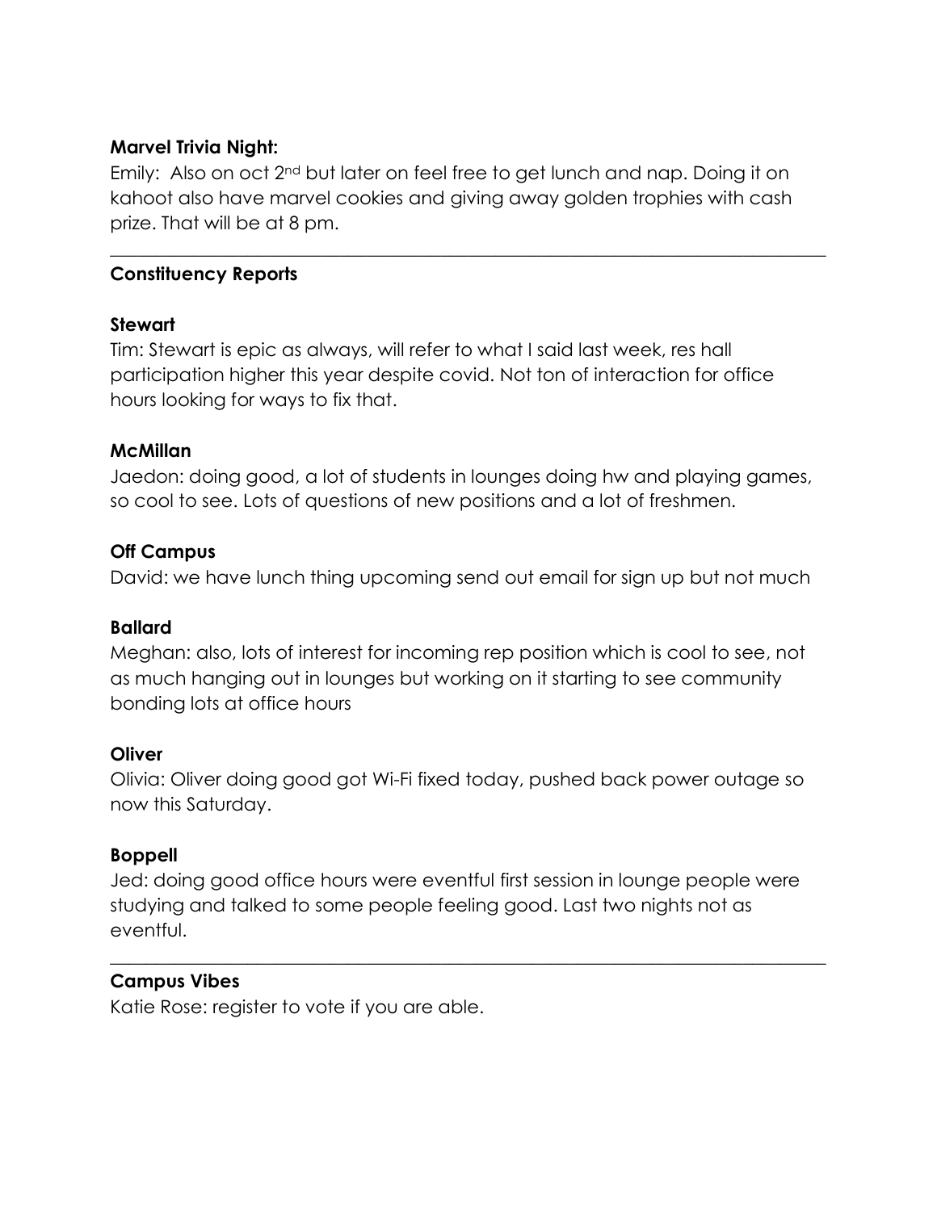**Marvel Trivia Night:**

Emily: Also on oct 2nd but later on feel free to get lunch and nap. Doing it on kahoot also have marvel cookies and giving away golden trophies with cash prize. That will be at 8 pm.

---

**Constituency Reports**

**Stewart**

Tim: Stewart is epic as always, will refer to what I said last week, res hall participation higher this year despite covid. Not ton of interaction for office hours looking for ways to fix that.

**McMillan**

Jaedon: doing good, a lot of students in lounges doing hw and playing games, so cool to see. Lots of questions of new positions and a lot of freshmen.

**Off Campus**

David: we have lunch thing upcoming send out email for sign up but not much

**Ballard**

Meghan: also, lots of interest for incoming rep position which is cool to see, not as much hanging out in lounges but working on it starting to see community bonding lots at office hours

**Oliver**

Olivia: Oliver doing good got Wi-Fi fixed today, pushed back power outage so now this Saturday.

**Boppell**

Jed: doing good office hours were eventful first session in lounge people were studying and talked to some people feeling good. Last two nights not as eventful.

---

**Campus Vibes**

Katie Rose: register to vote if you are able.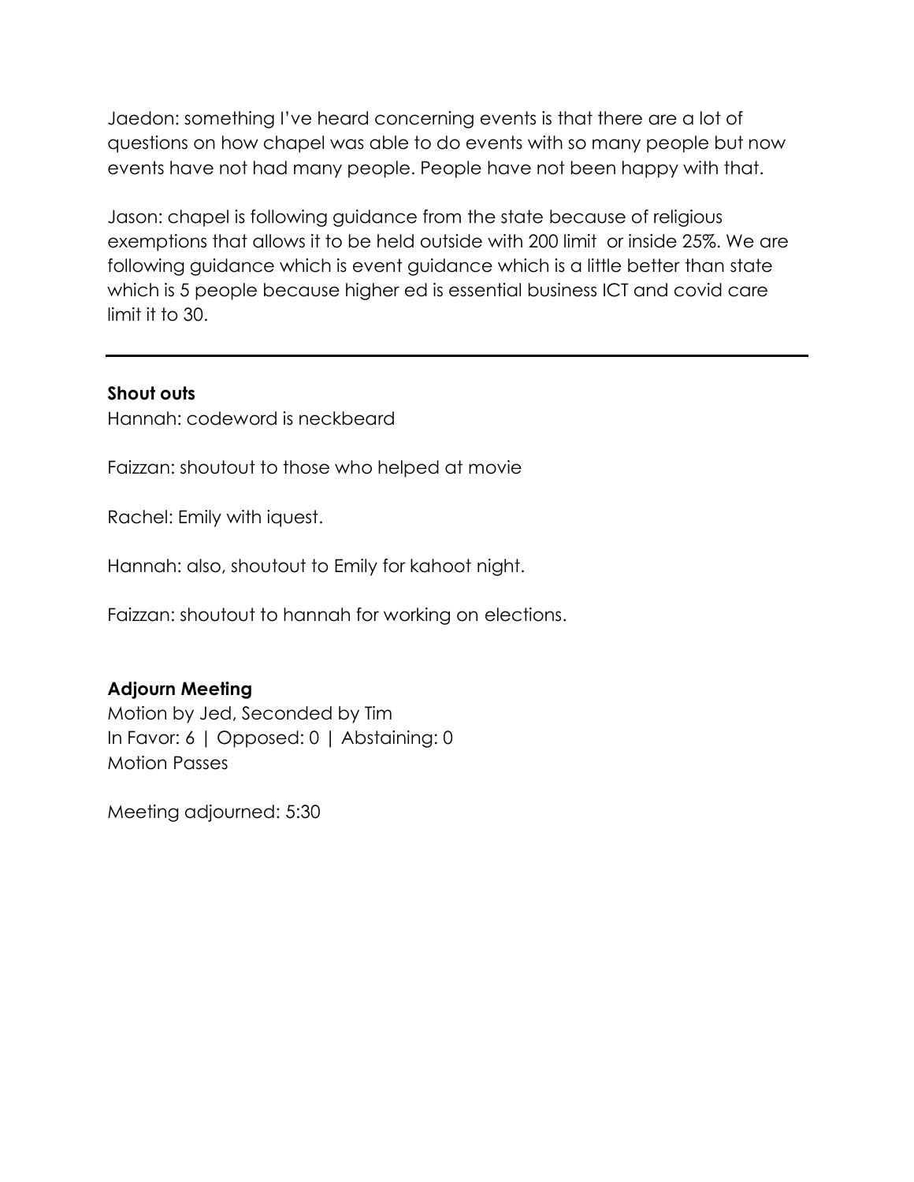Jaedon: something I've heard concerning events is that there are a lot of questions on how chapel was able to do events with so many people but now events have not had many people. People have not been happy with that.

Jason: chapel is following guidance from the state because of religious exemptions that allows it to be held outside with 200 limit  or inside 25%. We are following guidance which is event guidance which is a little better than state which is 5 people because higher ed is essential business ICT and covid care limit it to 30.

---

**Shout outs**

Hannah: codeword is neckbeard

Faizzan: shoutout to those who helped at movie

Rachel: Emily with iquest.

Hannah: also, shoutout to Emily for kahoot night.

Faizzan: shoutout to hannah for working on elections.

**Adjourn Meeting**

Motion by Jed, Seconded by Tim
In Favor: 6 | Opposed: 0 | Abstaining: 0
Motion Passes

Meeting adjourned: 5:30